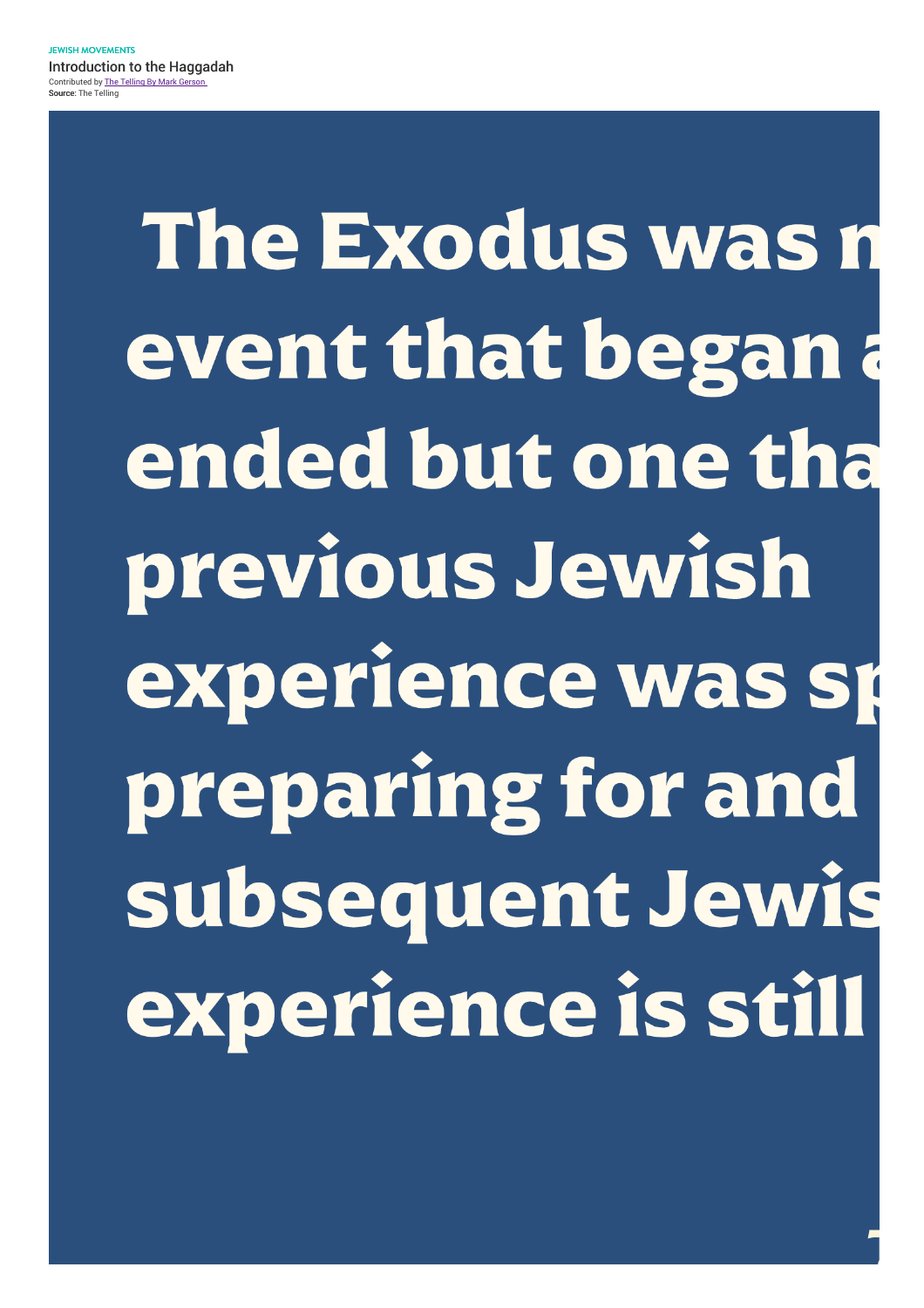JEWISH MOVEMENTS

Introduction to the Haggadah

Contributed by The Telling By Mark Gerson

Source: The Telling

# The Exodus was n
# event that began a
# ended but one tha
# previous Jewish
# experience was sp
# preparing for and
# subsequent Jewis
# experience is still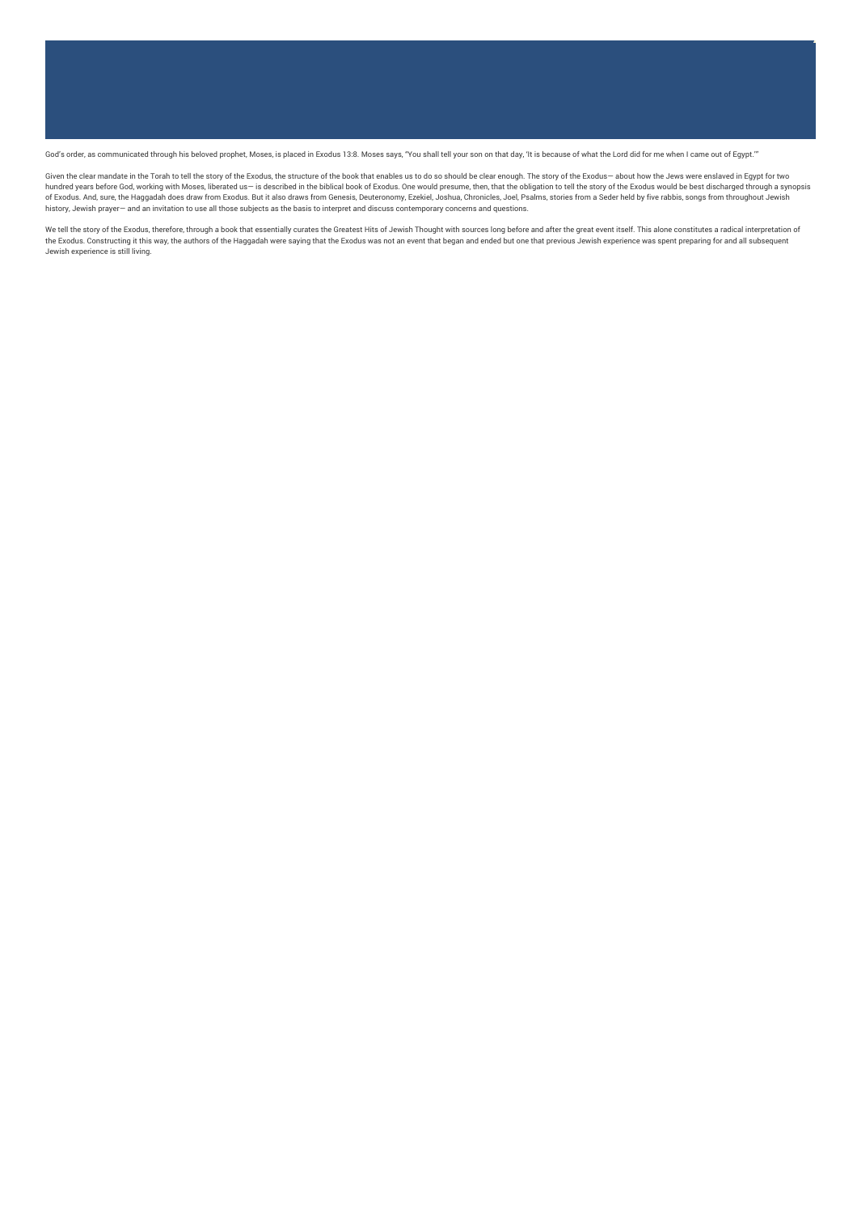God's order, as communicated through his beloved prophet, Moses, is placed in Exodus 13:8. Moses says, "You shall tell your son on that day, 'It is because of what the Lord did for me when I came out of Egypt.'"

Given the clear mandate in the Torah to tell the story of the Exodus, the structure of the book that enables us to do so should be clear enough. The story of the Exodus— about how the Jews were enslaved in Egypt for two hundred years before God, working with Moses, liberated us— is described in the biblical book of Exodus. One would presume, then, that the obligation to tell the story of the Exodus would be best discharged through a synopsis of Exodus. And, sure, the Haggadah does draw from Exodus. But it also draws from Genesis, Deuteronomy, Ezekiel, Joshua, Chronicles, Joel, Psalms, stories from a Seder held by five rabbis, songs from throughout Jewish history, Jewish prayer— and an invitation to use all those subjects as the basis to interpret and discuss contemporary concerns and questions.

We tell the story of the Exodus, therefore, through a book that essentially curates the Greatest Hits of Jewish Thought with sources long before and after the great event itself. This alone constitutes a radical interpretation of the Exodus. Constructing it this way, the authors of the Haggadah were saying that the Exodus was not an event that began and ended but one that previous Jewish experience was spent preparing for and all subsequent Jewish experience is still living.